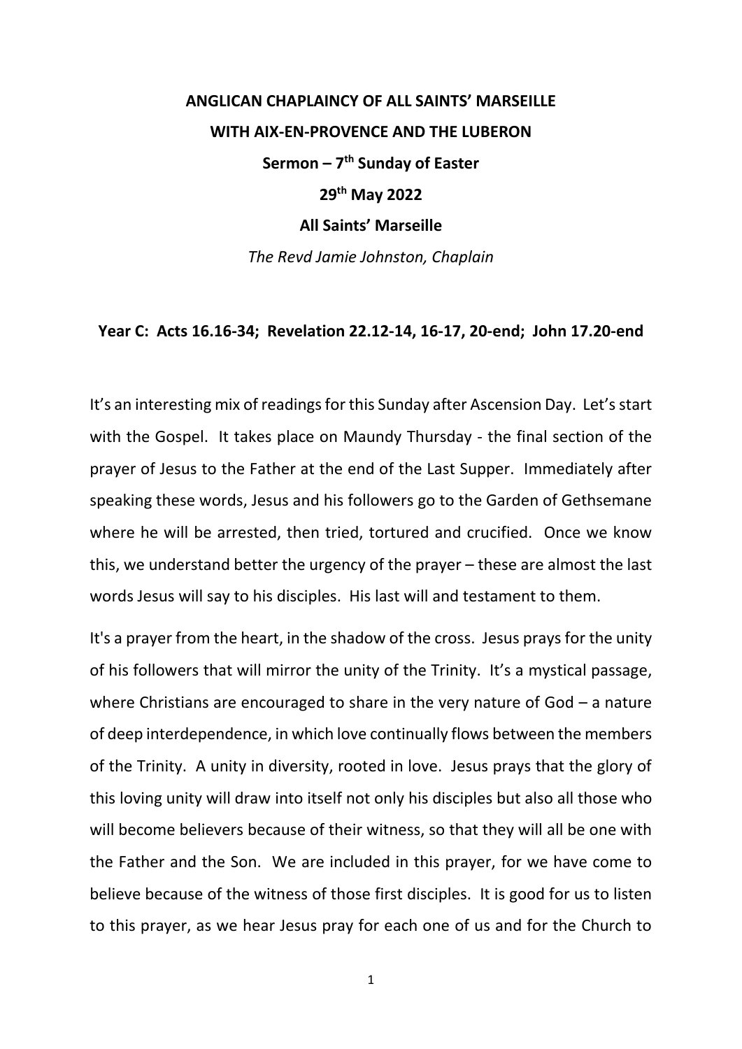**ANGLICAN CHAPLAINCY OF ALL SAINTS' MARSEILLE**

**WITH AIX-EN-PROVENCE AND THE LUBERON**

**Sermon – 7th Sunday of Easter**

**29th May 2022**

**All Saints' Marseille**

*The Revd Jamie Johnston, Chaplain*

**Year C: Acts 16.16-34; Revelation 22.12-14, 16-17, 20-end; John 17.20-end**

It's an interesting mix of readings for this Sunday after Ascension Day. Let's start with the Gospel. It takes place on Maundy Thursday - the final section of the prayer of Jesus to the Father at the end of the Last Supper. Immediately after speaking these words, Jesus and his followers go to the Garden of Gethsemane where he will be arrested, then tried, tortured and crucified. Once we know this, we understand better the urgency of the prayer – these are almost the last words Jesus will say to his disciples. His last will and testament to them.

It's a prayer from the heart, in the shadow of the cross. Jesus prays for the unity of his followers that will mirror the unity of the Trinity. It's a mystical passage, where Christians are encouraged to share in the very nature of God – a nature of deep interdependence, in which love continually flows between the members of the Trinity. A unity in diversity, rooted in love. Jesus prays that the glory of this loving unity will draw into itself not only his disciples but also all those who will become believers because of their witness, so that they will all be one with the Father and the Son. We are included in this prayer, for we have come to believe because of the witness of those first disciples. It is good for us to listen to this prayer, as we hear Jesus pray for each one of us and for the Church to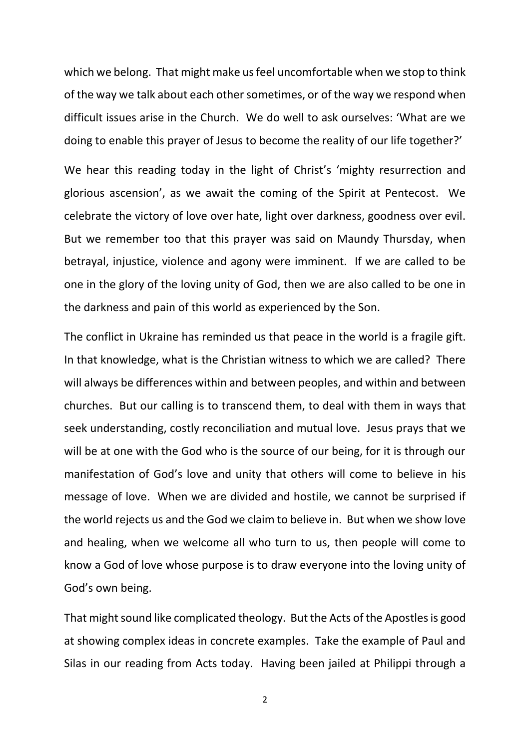which we belong. That might make us feel uncomfortable when we stop to think of the way we talk about each other sometimes, or of the way we respond when difficult issues arise in the Church. We do well to ask ourselves: 'What are we doing to enable this prayer of Jesus to become the reality of our life together?'

We hear this reading today in the light of Christ's 'mighty resurrection and glorious ascension', as we await the coming of the Spirit at Pentecost. We celebrate the victory of love over hate, light over darkness, goodness over evil. But we remember too that this prayer was said on Maundy Thursday, when betrayal, injustice, violence and agony were imminent. If we are called to be one in the glory of the loving unity of God, then we are also called to be one in the darkness and pain of this world as experienced by the Son.

The conflict in Ukraine has reminded us that peace in the world is a fragile gift. In that knowledge, what is the Christian witness to which we are called? There will always be differences within and between peoples, and within and between churches. But our calling is to transcend them, to deal with them in ways that seek understanding, costly reconciliation and mutual love. Jesus prays that we will be at one with the God who is the source of our being, for it is through our manifestation of God's love and unity that others will come to believe in his message of love. When we are divided and hostile, we cannot be surprised if the world rejects us and the God we claim to believe in. But when we show love and healing, when we welcome all who turn to us, then people will come to know a God of love whose purpose is to draw everyone into the loving unity of God's own being.

That might sound like complicated theology. But the Acts of the Apostles is good at showing complex ideas in concrete examples. Take the example of Paul and Silas in our reading from Acts today. Having been jailed at Philippi through a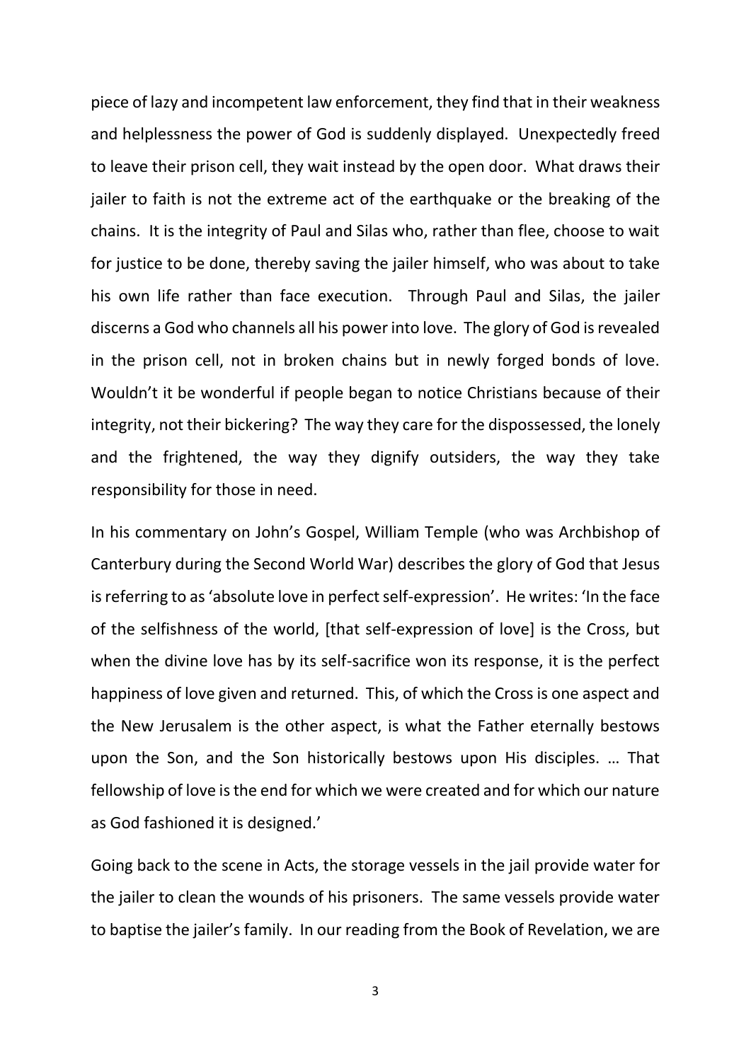piece of lazy and incompetent law enforcement, they find that in their weakness and helplessness the power of God is suddenly displayed. Unexpectedly freed to leave their prison cell, they wait instead by the open door. What draws their jailer to faith is not the extreme act of the earthquake or the breaking of the chains. It is the integrity of Paul and Silas who, rather than flee, choose to wait for justice to be done, thereby saving the jailer himself, who was about to take his own life rather than face execution. Through Paul and Silas, the jailer discerns a God who channels all his power into love. The glory of God is revealed in the prison cell, not in broken chains but in newly forged bonds of love. Wouldn't it be wonderful if people began to notice Christians because of their integrity, not their bickering? The way they care for the dispossessed, the lonely and the frightened, the way they dignify outsiders, the way they take responsibility for those in need.

In his commentary on John's Gospel, William Temple (who was Archbishop of Canterbury during the Second World War) describes the glory of God that Jesus is referring to as 'absolute love in perfect self-expression'. He writes: 'In the face of the selfishness of the world, [that self-expression of love] is the Cross, but when the divine love has by its self-sacrifice won its response, it is the perfect happiness of love given and returned. This, of which the Cross is one aspect and the New Jerusalem is the other aspect, is what the Father eternally bestows upon the Son, and the Son historically bestows upon His disciples. … That fellowship of love is the end for which we were created and for which our nature as God fashioned it is designed.'

Going back to the scene in Acts, the storage vessels in the jail provide water for the jailer to clean the wounds of his prisoners. The same vessels provide water to baptise the jailer's family. In our reading from the Book of Revelation, we are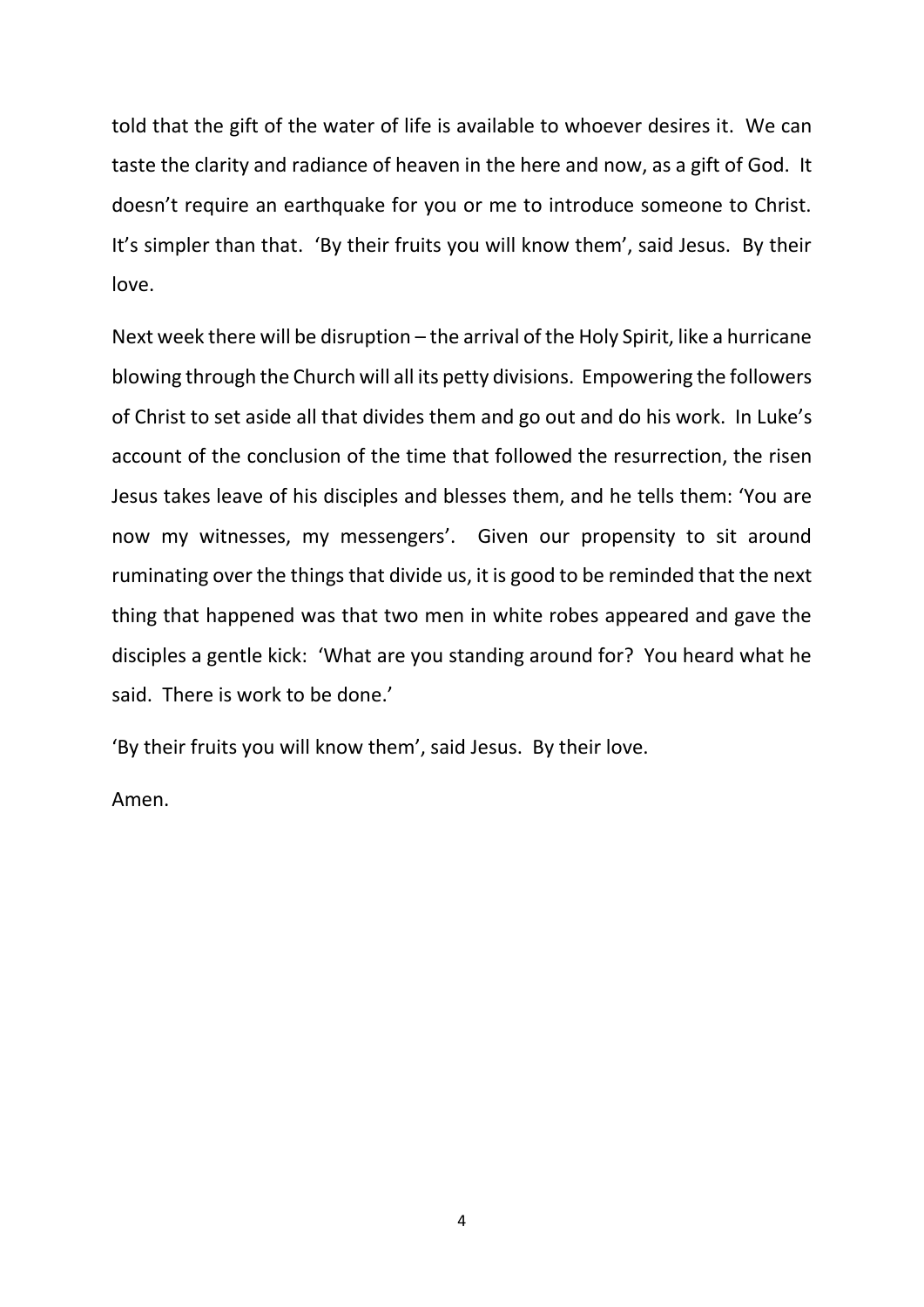told that the gift of the water of life is available to whoever desires it. We can taste the clarity and radiance of heaven in the here and now, as a gift of God. It doesn't require an earthquake for you or me to introduce someone to Christ. It's simpler than that. 'By their fruits you will know them', said Jesus. By their love.

Next week there will be disruption – the arrival of the Holy Spirit, like a hurricane blowing through the Church will all its petty divisions. Empowering the followers of Christ to set aside all that divides them and go out and do his work. In Luke's account of the conclusion of the time that followed the resurrection, the risen Jesus takes leave of his disciples and blesses them, and he tells them: 'You are now my witnesses, my messengers'. Given our propensity to sit around ruminating over the things that divide us, it is good to be reminded that the next thing that happened was that two men in white robes appeared and gave the disciples a gentle kick: 'What are you standing around for? You heard what he said. There is work to be done.'

'By their fruits you will know them', said Jesus. By their love.

Amen.